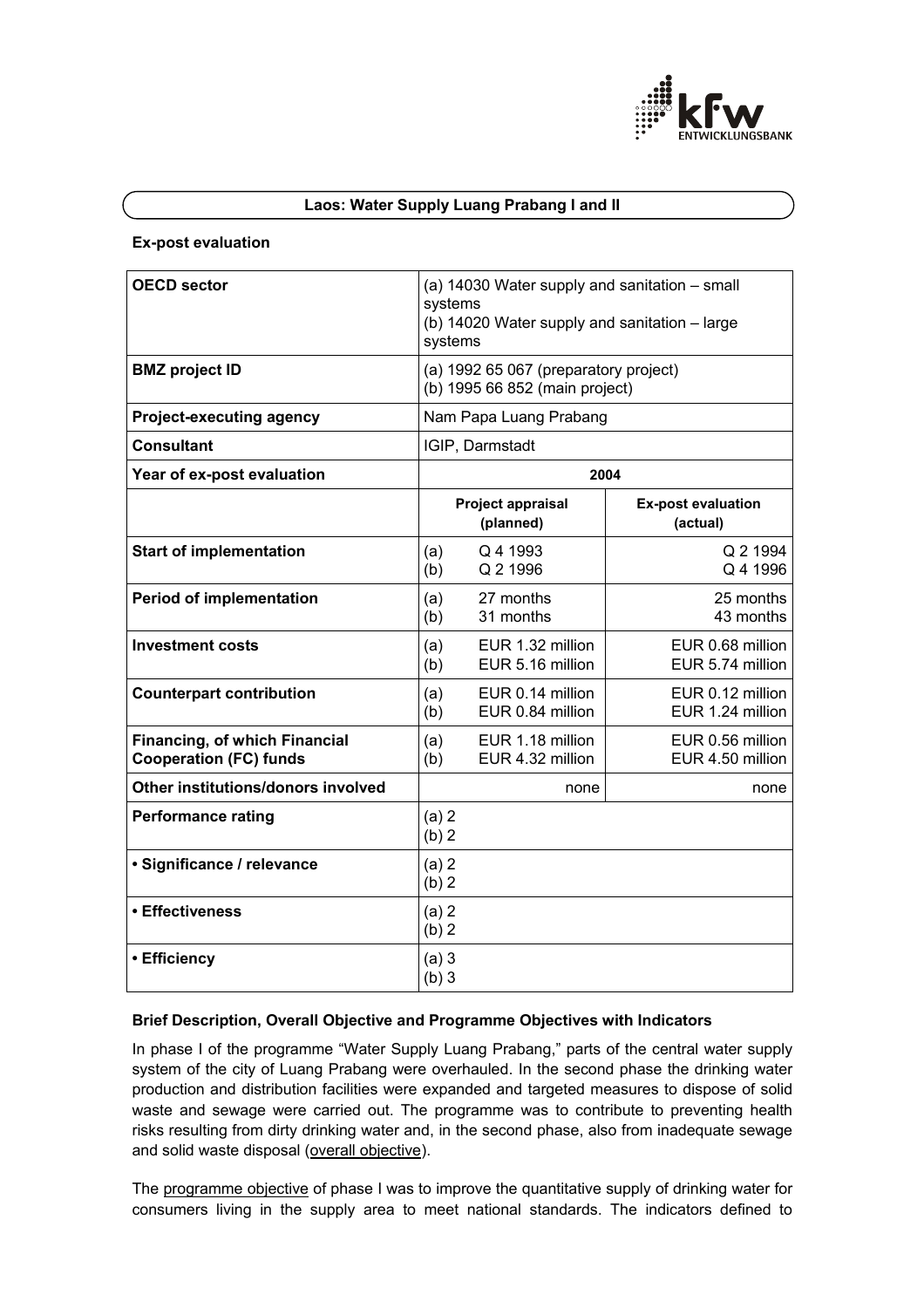# Laos: Water Supply Luang Prabang I and II

### Ex-post evaluation

| **OECD sector** | (a) 14030 Water supply and sanitation – small systems<br>(b) 14020 Water supply and sanitation – large systems | |
|---|---|---|
| **BMZ project ID** | (a) 1992 65 067 (preparatory project)<br>(b) 1995 66 852 (main project) | |
| **Project-executing agency** | Nam Papa Luang Prabang | |
| **Consultant** | IGIP, Darmstadt | |
| **Year of ex-post evaluation** | **2004** | |
| | **Project appraisal (planned)** | **Ex-post evaluation (actual)** |
| **Start of implementation** | (a) Q 4 1993<br>(b) Q 2 1996 | Q 2 1994<br>Q 4 1996 |
| **Period of implementation** | (a) 27 months<br>(b) 31 months | 25 months<br>43 months |
| **Investment costs** | (a) EUR 1.32 million<br>(b) EUR 5.16 million | EUR 0.68 million<br>EUR 5.74 million |
| **Counterpart contribution** | (a) EUR 0.14 million<br>(b) EUR 0.84 million | EUR 0.12 million<br>EUR 1.24 million |
| **Financing, of which Financial Cooperation (FC) funds** | (a) EUR 1.18 million<br>(b) EUR 4.32 million | EUR 0.56 million<br>EUR 4.50 million |
| **Other institutions/donors involved** | none | none |
| **Performance rating** | (a) 2<br>(b) 2 | |
| **• Significance / relevance** | (a) 2<br>(b) 2 | |
| **• Effectiveness** | (a) 2<br>(b) 2 | |
| **• Efficiency** | (a) 3<br>(b) 3 | |

### Brief Description, Overall Objective and Programme Objectives with Indicators

In phase I of the programme "Water Supply Luang Prabang," parts of the central water supply system of the city of Luang Prabang were overhauled. In the second phase the drinking water production and distribution facilities were expanded and targeted measures to dispose of solid waste and sewage were carried out. The programme was to contribute to preventing health risks resulting from dirty drinking water and, in the second phase, also from inadequate sewage and solid waste disposal (overall objective).

The programme objective of phase I was to improve the quantitative supply of drinking water for consumers living in the supply area to meet national standards. The indicators defined to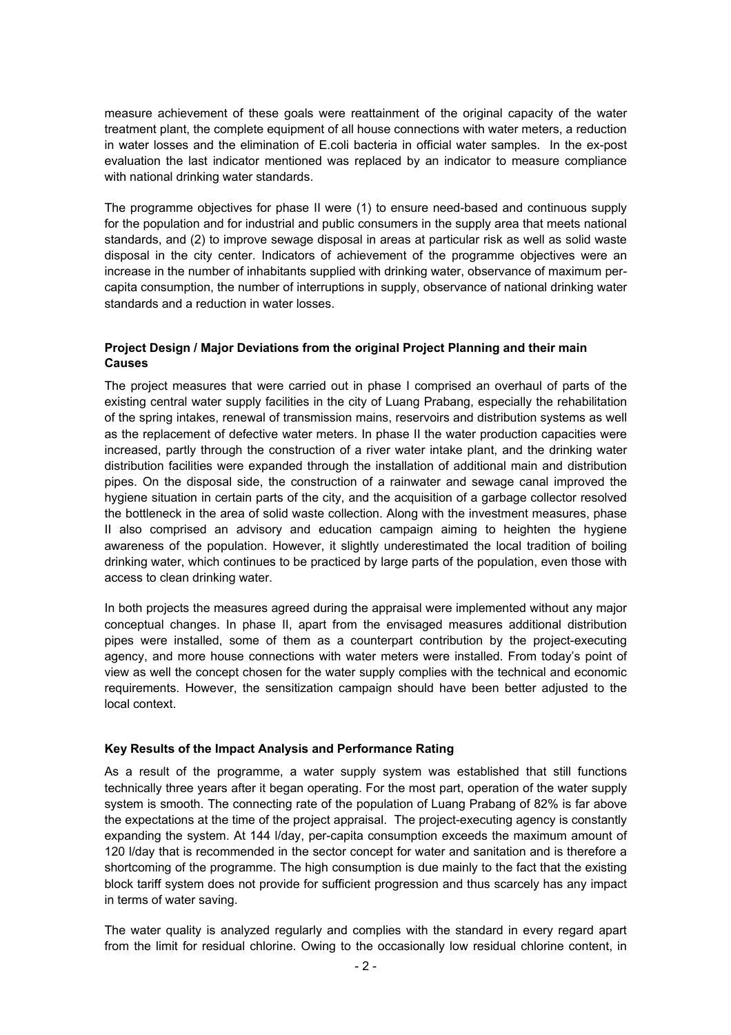measure achievement of these goals were reattainment of the original capacity of the water treatment plant, the complete equipment of all house connections with water meters, a reduction in water losses and the elimination of E.coli bacteria in official water samples. In the ex-post evaluation the last indicator mentioned was replaced by an indicator to measure compliance with national drinking water standards.

The programme objectives for phase II were (1) to ensure need-based and continuous supply for the population and for industrial and public consumers in the supply area that meets national standards, and (2) to improve sewage disposal in areas at particular risk as well as solid waste disposal in the city center. Indicators of achievement of the programme objectives were an increase in the number of inhabitants supplied with drinking water, observance of maximum per-capita consumption, the number of interruptions in supply, observance of national drinking water standards and a reduction in water losses.

**Project Design / Major Deviations from the original Project Planning and their main Causes**

The project measures that were carried out in phase I comprised an overhaul of parts of the existing central water supply facilities in the city of Luang Prabang, especially the rehabilitation of the spring intakes, renewal of transmission mains, reservoirs and distribution systems as well as the replacement of defective water meters. In phase II the water production capacities were increased, partly through the construction of a river water intake plant, and the drinking water distribution facilities were expanded through the installation of additional main and distribution pipes. On the disposal side, the construction of a rainwater and sewage canal improved the hygiene situation in certain parts of the city, and the acquisition of a garbage collector resolved the bottleneck in the area of solid waste collection. Along with the investment measures, phase II also comprised an advisory and education campaign aiming to heighten the hygiene awareness of the population. However, it slightly underestimated the local tradition of boiling drinking water, which continues to be practiced by large parts of the population, even those with access to clean drinking water.

In both projects the measures agreed during the appraisal were implemented without any major conceptual changes. In phase II, apart from the envisaged measures additional distribution pipes were installed, some of them as a counterpart contribution by the project-executing agency, and more house connections with water meters were installed. From today's point of view as well the concept chosen for the water supply complies with the technical and economic requirements. However, the sensitization campaign should have been better adjusted to the local context.

**Key Results of the Impact Analysis and Performance Rating**

As a result of the programme, a water supply system was established that still functions technically three years after it began operating. For the most part, operation of the water supply system is smooth. The connecting rate of the population of Luang Prabang of 82% is far above the expectations at the time of the project appraisal. The project-executing agency is constantly expanding the system. At 144 l/day, per-capita consumption exceeds the maximum amount of 120 l/day that is recommended in the sector concept for water and sanitation and is therefore a shortcoming of the programme. The high consumption is due mainly to the fact that the existing block tariff system does not provide for sufficient progression and thus scarcely has any impact in terms of water saving.

The water quality is analyzed regularly and complies with the standard in every regard apart from the limit for residual chlorine. Owing to the occasionally low residual chlorine content, in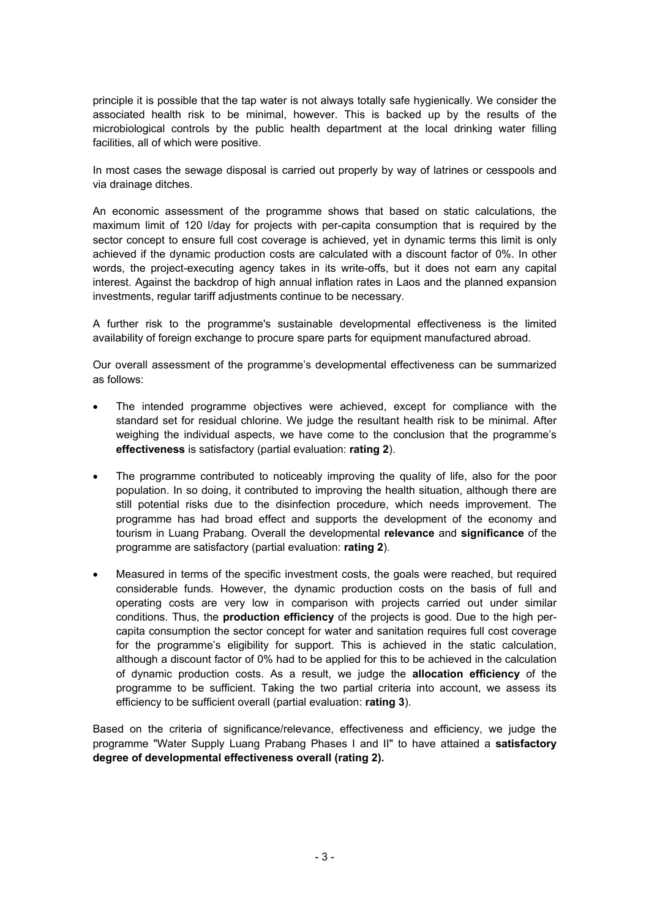principle it is possible that the tap water is not always totally safe hygienically. We consider the associated health risk to be minimal, however. This is backed up by the results of the microbiological controls by the public health department at the local drinking water filling facilities, all of which were positive.

In most cases the sewage disposal is carried out properly by way of latrines or cesspools and via drainage ditches.

An economic assessment of the programme shows that based on static calculations, the maximum limit of 120 l/day for projects with per-capita consumption that is required by the sector concept to ensure full cost coverage is achieved, yet in dynamic terms this limit is only achieved if the dynamic production costs are calculated with a discount factor of 0%. In other words, the project-executing agency takes in its write-offs, but it does not earn any capital interest. Against the backdrop of high annual inflation rates in Laos and the planned expansion investments, regular tariff adjustments continue to be necessary.

A further risk to the programme's sustainable developmental effectiveness is the limited availability of foreign exchange to procure spare parts for equipment manufactured abroad.

Our overall assessment of the programme's developmental effectiveness can be summarized as follows:

- The intended programme objectives were achieved, except for compliance with the standard set for residual chlorine. We judge the resultant health risk to be minimal. After weighing the individual aspects, we have come to the conclusion that the programme's **effectiveness** is satisfactory (partial evaluation: **rating 2**).

- The programme contributed to noticeably improving the quality of life, also for the poor population. In so doing, it contributed to improving the health situation, although there are still potential risks due to the disinfection procedure, which needs improvement. The programme has had broad effect and supports the development of the economy and tourism in Luang Prabang. Overall the developmental **relevance** and **significance** of the programme are satisfactory (partial evaluation: **rating 2**).

- Measured in terms of the specific investment costs, the goals were reached, but required considerable funds. However, the dynamic production costs on the basis of full and operating costs are very low in comparison with projects carried out under similar conditions. Thus, the **production efficiency** of the projects is good. Due to the high per-capita consumption the sector concept for water and sanitation requires full cost coverage for the programme's eligibility for support. This is achieved in the static calculation, although a discount factor of 0% had to be applied for this to be achieved in the calculation of dynamic production costs. As a result, we judge the **allocation efficiency** of the programme to be sufficient. Taking the two partial criteria into account, we assess its efficiency to be sufficient overall (partial evaluation: **rating 3**).

Based on the criteria of significance/relevance, effectiveness and efficiency, we judge the programme "Water Supply Luang Prabang Phases I and II" to have attained a **satisfactory degree of developmental effectiveness overall (rating 2).**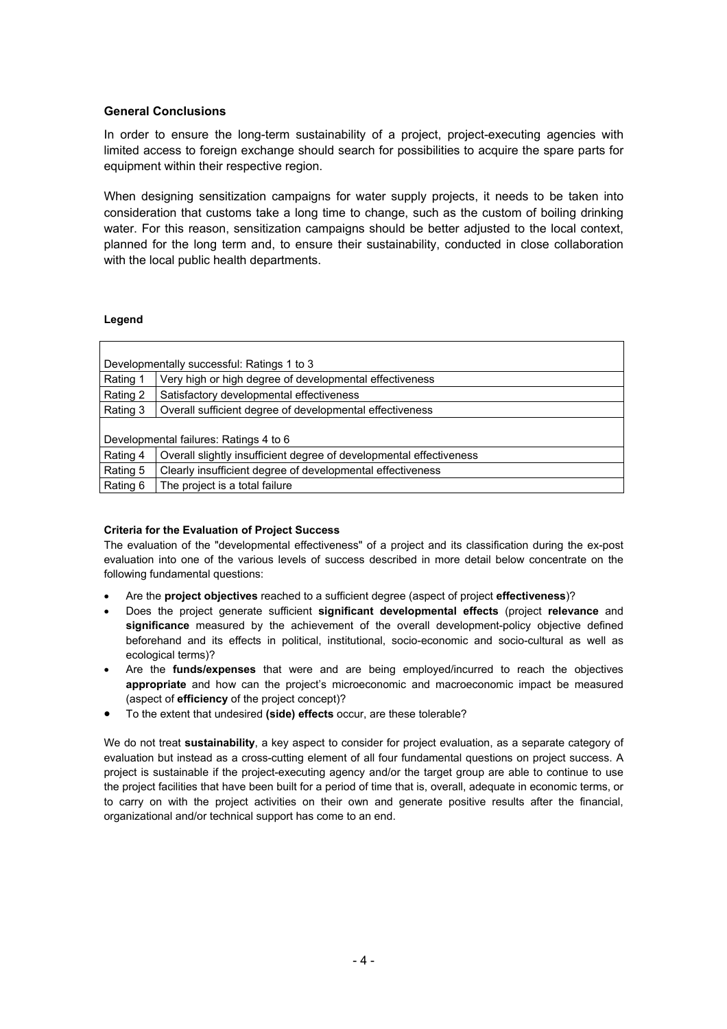### General Conclusions

In order to ensure the long-term sustainability of a project, project-executing agencies with limited access to foreign exchange should search for possibilities to acquire the spare parts for equipment within their respective region.

When designing sensitization campaigns for water supply projects, it needs to be taken into consideration that customs take a long time to change, such as the custom of boiling drinking water. For this reason, sensitization campaigns should be better adjusted to the local context, planned for the long term and, to ensure their sustainability, conducted in close collaboration with the local public health departments.

#### Legend

| | |
|---|---|
| Developmentally successful: Ratings 1 to 3 | |
| Rating 1 | Very high or high degree of developmental effectiveness |
| Rating 2 | Satisfactory developmental effectiveness |
| Rating 3 | Overall sufficient degree of developmental effectiveness |
| Developmental failures: Ratings 4 to 6 | |
| Rating 4 | Overall slightly insufficient degree of developmental effectiveness |
| Rating 5 | Clearly insufficient degree of developmental effectiveness |
| Rating 6 | The project is a total failure |

#### Criteria for the Evaluation of Project Success

The evaluation of the "developmental effectiveness" of a project and its classification during the ex-post evaluation into one of the various levels of success described in more detail below concentrate on the following fundamental questions:

- Are the **project objectives** reached to a sufficient degree (aspect of project **effectiveness**)?
- Does the project generate sufficient **significant developmental effects** (project **relevance** and **significance** measured by the achievement of the overall development-policy objective defined beforehand and its effects in political, institutional, socio-economic and socio-cultural as well as ecological terms)?
- Are the **funds/expenses** that were and are being employed/incurred to reach the objectives **appropriate** and how can the project's microeconomic and macroeconomic impact be measured (aspect of **efficiency** of the project concept)?
- To the extent that undesired **(side) effects** occur, are these tolerable?

We do not treat **sustainability**, a key aspect to consider for project evaluation, as a separate category of evaluation but instead as a cross-cutting element of all four fundamental questions on project success. A project is sustainable if the project-executing agency and/or the target group are able to continue to use the project facilities that have been built for a period of time that is, overall, adequate in economic terms, or to carry on with the project activities on their own and generate positive results after the financial, organizational and/or technical support has come to an end.